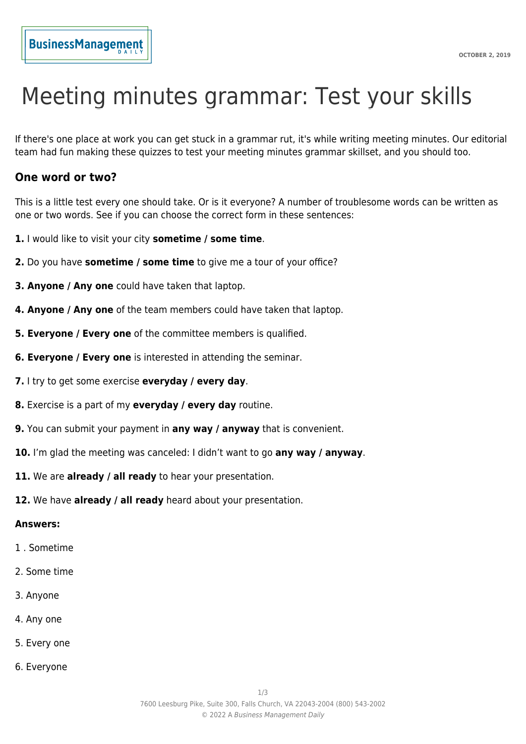# Meeting minutes grammar: Test your skills

If there's one place at work you can get stuck in a grammar rut, it's while writing meeting minutes. Our editorial team had fun making these quizzes to test your meeting minutes grammar skillset, and you should too.

## One word or two?

This is a little test every one should take. Or is it everyone? A number of troublesome words can be written as one or two words. See if you can choose the correct form in these sentences:

**1.** I would like to visit your city **sometime / some time**.

**2.** Do you have **sometime / some time** to give me a tour of your office?

**3. Anyone / Any one** could have taken that laptop.

**4. Anyone / Any one** of the team members could have taken that laptop.

**5. Everyone / Every one** of the committee members is qualified.

**6. Everyone / Every one** is interested in attending the seminar.

**7.** I try to get some exercise **everyday / every day**.

**8.** Exercise is a part of my **everyday / every day** routine.

**9.** You can submit your payment in **any way / anyway** that is convenient.

**10.** I'm glad the meeting was canceled: I didn't want to go **any way / anyway**.

**11.** We are **already / all ready** to hear your presentation.

**12.** We have **already / all ready** heard about your presentation.

**Answers:**

1 . Sometime

2. Some time

3. Anyone

4. Any one

5. Every one

6. Everyone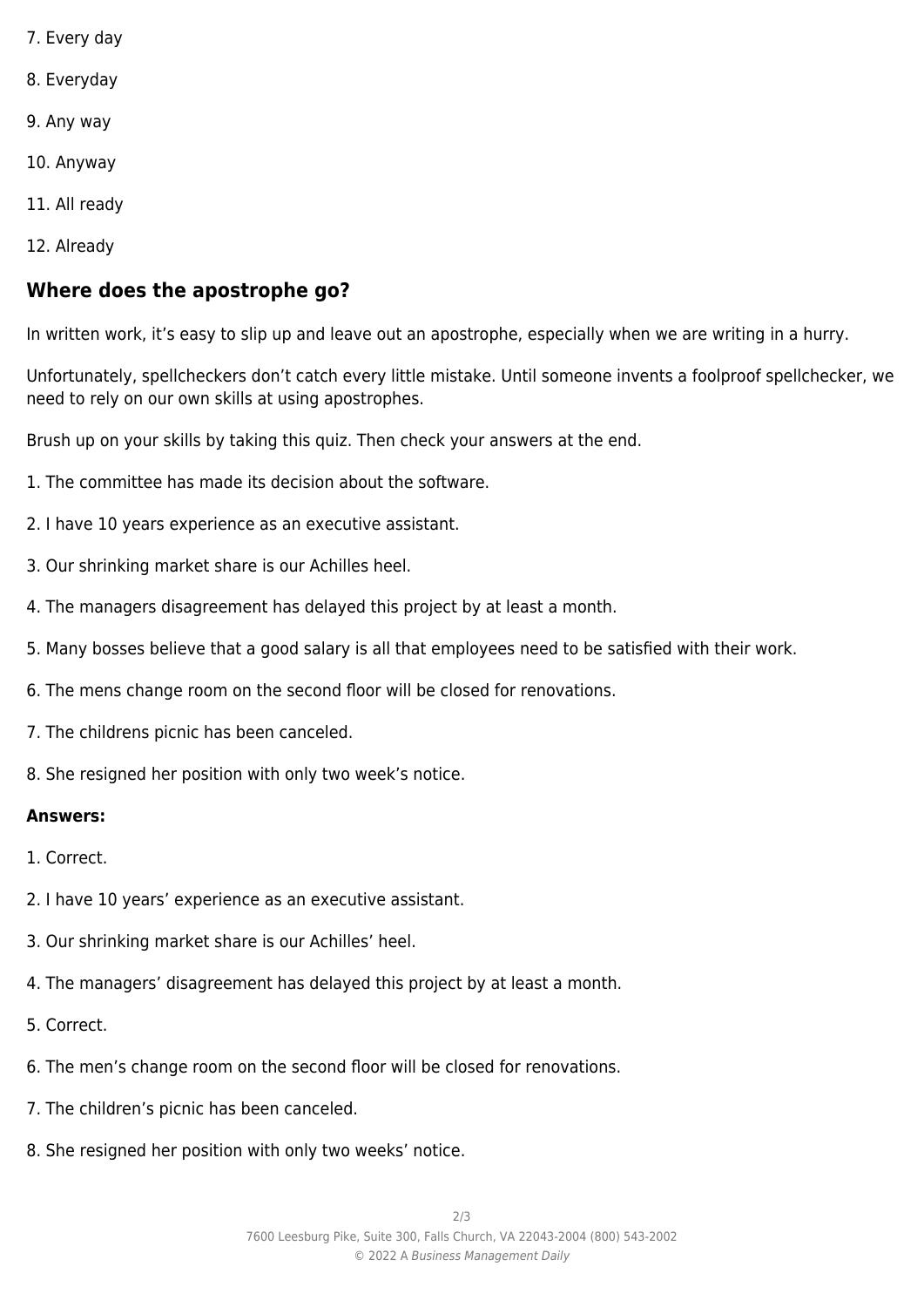7. Every day

8. Everyday

9. Any way

10. Anyway

11. All ready

12. Already

## Where does the apostrophe go?

In written work, it's easy to slip up and leave out an apostrophe, especially when we are writing in a hurry.

Unfortunately, spellcheckers don't catch every little mistake. Until someone invents a foolproof spellchecker, we need to rely on our own skills at using apostrophes.

Brush up on your skills by taking this quiz. Then check your answers at the end.

1. The committee has made its decision about the software.

2. I have 10 years experience as an executive assistant.

3. Our shrinking market share is our Achilles heel.

4. The managers disagreement has delayed this project by at least a month.

5. Many bosses believe that a good salary is all that employees need to be satisfied with their work.

6. The mens change room on the second floor will be closed for renovations.

7. The childrens picnic has been canceled.

8. She resigned her position with only two week's notice.

**Answers:**

1. Correct.

2. I have 10 years' experience as an executive assistant.

3. Our shrinking market share is our Achilles' heel.

4. The managers' disagreement has delayed this project by at least a month.

5. Correct.

6. The men's change room on the second floor will be closed for renovations.

7. The children's picnic has been canceled.

8. She resigned her position with only two weeks' notice.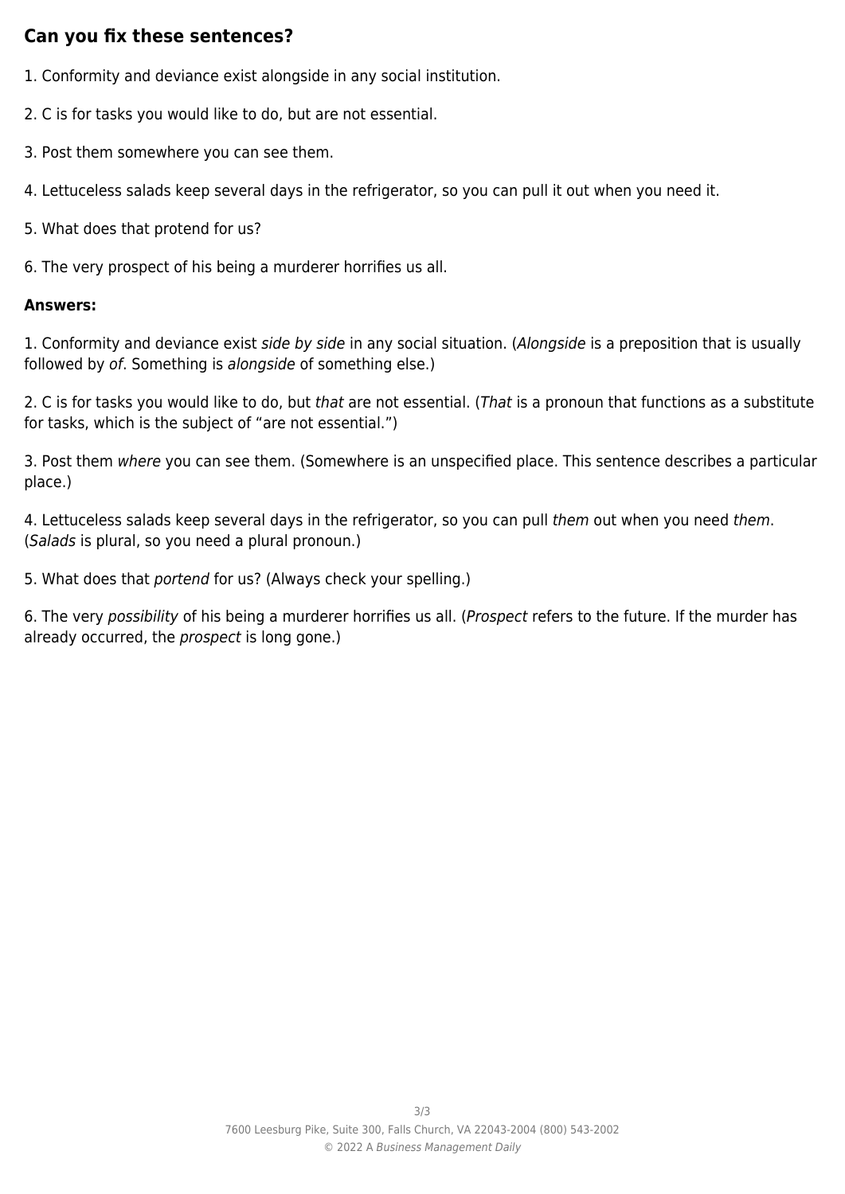## Can you fix these sentences?

1. Conformity and deviance exist alongside in any social institution.

2. C is for tasks you would like to do, but are not essential.

3. Post them somewhere you can see them.

4. Lettuceless salads keep several days in the refrigerator, so you can pull it out when you need it.

5. What does that protend for us?

6. The very prospect of his being a murderer horrifies us all.

**Answers:**

1. Conformity and deviance exist *side by side* in any social situation. (*Alongside* is a preposition that is usually followed by *of*. Something is *alongside* of something else.)

2. C is for tasks you would like to do, but *that* are not essential. (*That* is a pronoun that functions as a substitute for tasks, which is the subject of “are not essential.”)

3. Post them *where* you can see them. (Somewhere is an unspecified place. This sentence describes a particular place.)

4. Lettuceless salads keep several days in the refrigerator, so you can pull *them* out when you need *them*. (*Salads* is plural, so you need a plural pronoun.)

5. What does that *portend* for us? (Always check your spelling.)

6. The very *possibility* of his being a murderer horrifies us all. (*Prospect* refers to the future. If the murder has already occurred, the *prospect* is long gone.)